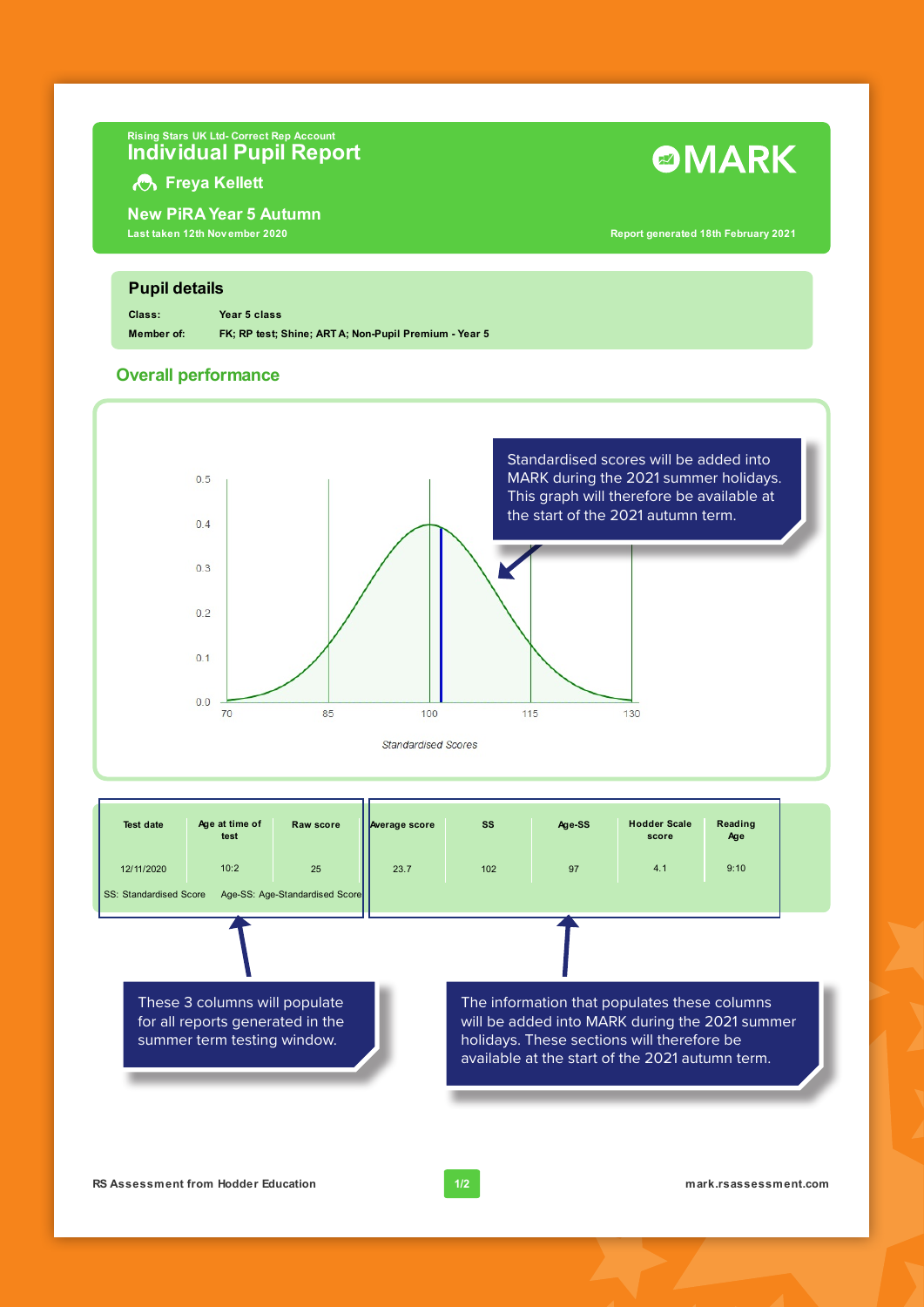Rising Stars UK Ltd- Correct Rep Account

# Individual Pupil Report

MARK

**Freya Kellett**

**New PiRA Year 5 Autumn**

Last taken 12th November 2020

Report generated 18th February 2021

## Pupil details

**Class:** Year 5 class

**Member of:** FK; RP test; Shine; ART A; Non-Pupil Premium - Year 5

## Overall performance

0.5
0.4
0.3
0.2
0.1
0.0

70
85
100
115
130

*Standardised Scores*

Standardised scores will be added into MARK during the 2021 summer holidays. This graph will therefore be available at the start of the 2021 autumn term.

| Test date | Age at time of test | Raw score | Average score | SS | Age-SS | Hodder Scale score | Reading Age |
|---|---|---|---|---|---|---|---|
| 12/11/2020 | 10:2 | 25 | 23.7 | 102 | 97 | 4.1 | 9:10 |

SS: Standardised Score    Age-SS: Age-Standardised Score

These 3 columns will populate for all reports generated in the summer term testing window.

The information that populates these columns will be added into MARK during the 2021 summer holidays. These sections will therefore be available at the start of the 2021 autumn term.

RS Assessment from Hodder Education

mark.rsassessment.com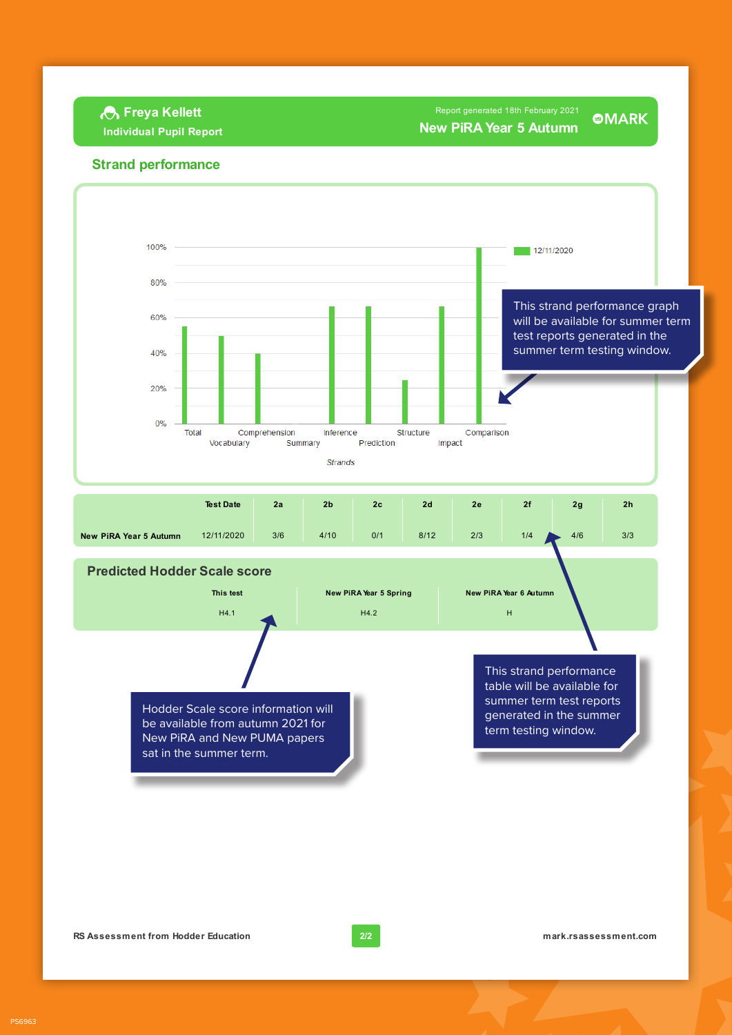**Freya Kellett**
**Individual Pupil Report**

Report generated 18th February 2021
**New PiRA Year 5 Autumn**

MARK

## Strand performance

100%
80%
60%
40%
20%
0%

12/11/2020

Total
Vocabulary
Comprehension
Summary
Inference
Prediction
Structure
Impact
Comparison

*Strands*

This strand performance graph will be available for summer term test reports generated in the summer term testing window.

| | Test Date | 2a | 2b | 2c | 2d | 2e | 2f | 2g | 2h |
|---|---|---|---|---|---|---|---|---|---|
| **New PiRA Year 5 Autumn** | 12/11/2020 | 3/6 | 4/10 | 0/1 | 8/12 | 2/3 | 1/4 | 4/6 | 3/3 |

## Predicted Hodder Scale score

| This test | New PiRA Year 5 Spring | New PiRA Year 6 Autumn |
|---|---|---|
| H4.1 | H4.2 | H |

Hodder Scale score information will be available from autumn 2021 for New PiRA and New PUMA papers sat in the summer term.

This strand performance table will be available for summer term test reports generated in the summer term testing window.

RS Assessment from Hodder Education

mark.rsassessment.com

PS6963